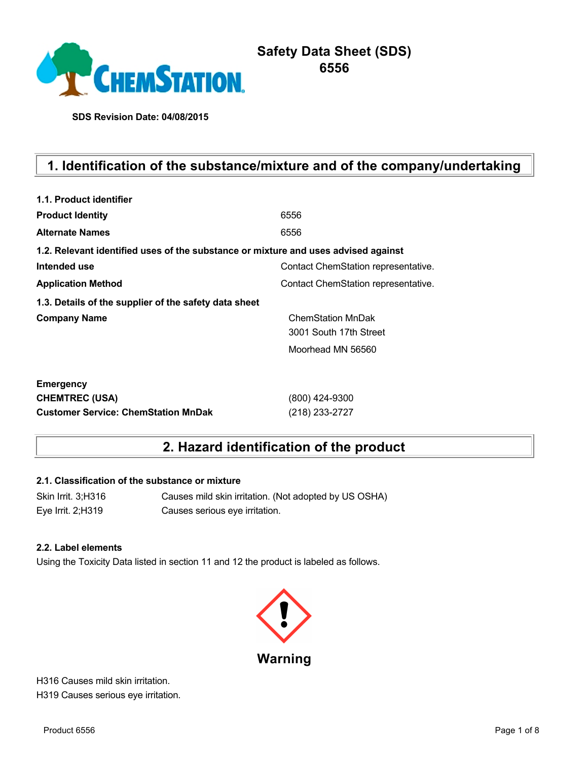# Safety Data Sheet (SDS)
# 6556

**SDS Revision Date: 04/08/2015**

## 1. Identification of the substance/mixture and of the company/undertaking

**1.1. Product identifier**

| | |
|---|---|
| **Product Identity** | 6556 |
| **Alternate Names** | 6556 |

**1.2. Relevant identified uses of the substance or mixture and uses advised against**

| | |
|---|---|
| **Intended use** | Contact ChemStation representative. |
| **Application Method** | Contact ChemStation representative. |

**1.3. Details of the supplier of the safety data sheet**

**Company Name**

ChemStation MnDak
3001 South 17th Street
Moorhead MN 56560

**Emergency**

| | |
|---|---|
| **CHEMTREC (USA)** | (800) 424-9300 |
| **Customer Service: ChemStation MnDak** | (218) 233-2727 |

## 2. Hazard identification of the product

**2.1. Classification of the substance or mixture**

| | |
|---|---|
| Skin Irrit. 3;H316 | Causes mild skin irritation. (Not adopted by US OSHA) |
| Eye Irrit. 2;H319 | Causes serious eye irritation. |

**2.2. Label elements**

Using the Toxicity Data listed in section 11 and 12 the product is labeled as follows.

**Warning**

H316 Causes mild skin irritation.
H319 Causes serious eye irritation.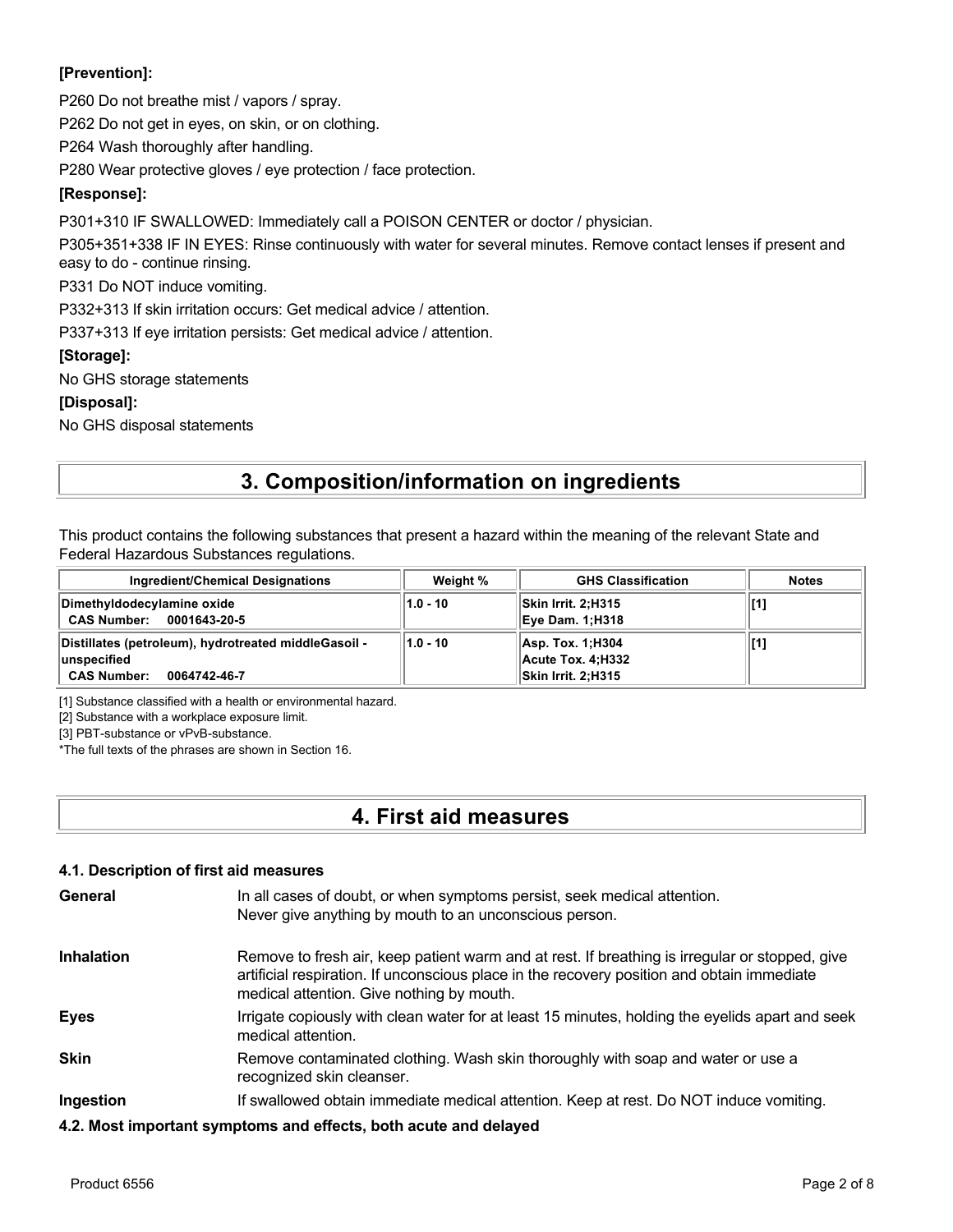**[Prevention]:**

P260 Do not breathe mist / vapors / spray.

P262 Do not get in eyes, on skin, or on clothing.

P264 Wash thoroughly after handling.

P280 Wear protective gloves / eye protection / face protection.

**[Response]:**

P301+310 IF SWALLOWED: Immediately call a POISON CENTER or doctor / physician.

P305+351+338 IF IN EYES: Rinse continuously with water for several minutes. Remove contact lenses if present and easy to do - continue rinsing.

P331 Do NOT induce vomiting.

P332+313 If skin irritation occurs: Get medical advice / attention.

P337+313 If eye irritation persists: Get medical advice / attention.

**[Storage]:**

No GHS storage statements

**[Disposal]:**

No GHS disposal statements

# 3. Composition/information on ingredients

This product contains the following substances that present a hazard within the meaning of the relevant State and Federal Hazardous Substances regulations.

| Ingredient/Chemical Designations | Weight % | GHS Classification | Notes |
|---|---|---|---|
| **Dimethyldodecylamine oxide**<br>**CAS Number: 0001643-20-5** | **1.0 - 10** | **Skin Irrit. 2;H315**<br>**Eye Dam. 1;H318** | **[1]** |
| **Distillates (petroleum), hydrotreated middleGasoil - unspecified**<br>**CAS Number: 0064742-46-7** | **1.0 - 10** | **Asp. Tox. 1;H304**<br>**Acute Tox. 4;H332**<br>**Skin Irrit. 2;H315** | **[1]** |

[1] Substance classified with a health or environmental hazard.

[2] Substance with a workplace exposure limit.

[3] PBT-substance or vPvB-substance.

*The full texts of the phrases are shown in Section 16.

# 4. First aid measures

### 4.1. Description of first aid measures

**General** In all cases of doubt, or when symptoms persist, seek medical attention. Never give anything by mouth to an unconscious person.

**Inhalation** Remove to fresh air, keep patient warm and at rest. If breathing is irregular or stopped, give artificial respiration. If unconscious place in the recovery position and obtain immediate medical attention. Give nothing by mouth.

**Eyes** Irrigate copiously with clean water for at least 15 minutes, holding the eyelids apart and seek medical attention.

**Skin** Remove contaminated clothing. Wash skin thoroughly with soap and water or use a recognized skin cleanser.

**Ingestion** If swallowed obtain immediate medical attention. Keep at rest. Do NOT induce vomiting.

### 4.2. Most important symptoms and effects, both acute and delayed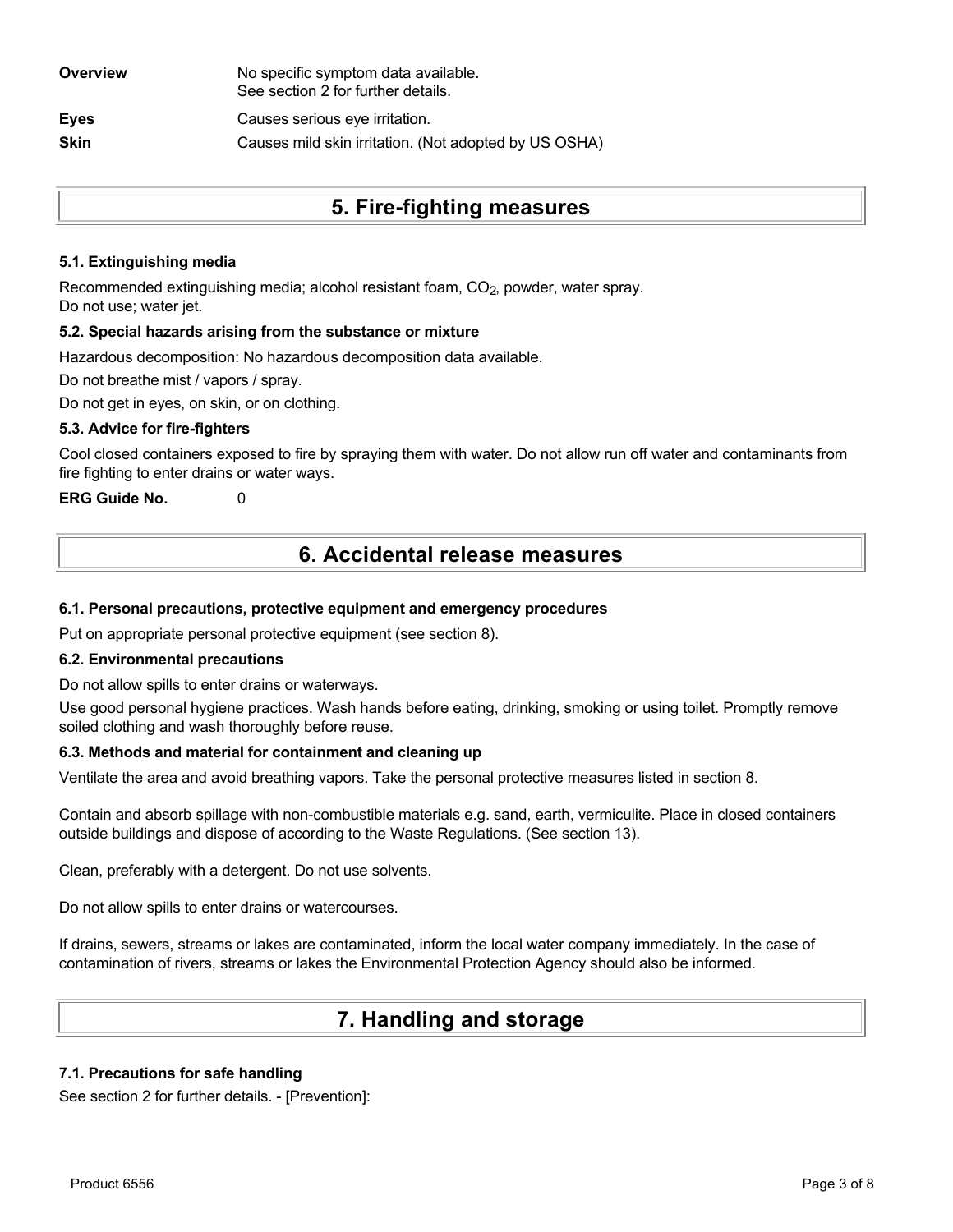| | |
|---|---|
| **Overview** | No specific symptom data available.<br>See section 2 for further details. |
| **Eyes** | Causes serious eye irritation. |
| **Skin** | Causes mild skin irritation. (Not adopted by US OSHA) |

# 5. Fire-fighting measures

### 5.1. Extinguishing media

Recommended extinguishing media; alcohol resistant foam, $CO_2$, powder, water spray.
Do not use; water jet.

### 5.2. Special hazards arising from the substance or mixture

Hazardous decomposition: No hazardous decomposition data available.

Do not breathe mist / vapors / spray.

Do not get in eyes, on skin, or on clothing.

### 5.3. Advice for fire-fighters

Cool closed containers exposed to fire by spraying them with water. Do not allow run off water and contaminants from fire fighting to enter drains or water ways.

**ERG Guide No.** 0

# 6. Accidental release measures

### 6.1. Personal precautions, protective equipment and emergency procedures

Put on appropriate personal protective equipment (see section 8).

### 6.2. Environmental precautions

Do not allow spills to enter drains or waterways.

Use good personal hygiene practices. Wash hands before eating, drinking, smoking or using toilet. Promptly remove soiled clothing and wash thoroughly before reuse.

### 6.3. Methods and material for containment and cleaning up

Ventilate the area and avoid breathing vapors. Take the personal protective measures listed in section 8.

Contain and absorb spillage with non-combustible materials e.g. sand, earth, vermiculite. Place in closed containers outside buildings and dispose of according to the Waste Regulations. (See section 13).

Clean, preferably with a detergent. Do not use solvents.

Do not allow spills to enter drains or watercourses.

If drains, sewers, streams or lakes are contaminated, inform the local water company immediately. In the case of contamination of rivers, streams or lakes the Environmental Protection Agency should also be informed.

# 7. Handling and storage

### 7.1. Precautions for safe handling

See section 2 for further details. - [Prevention]: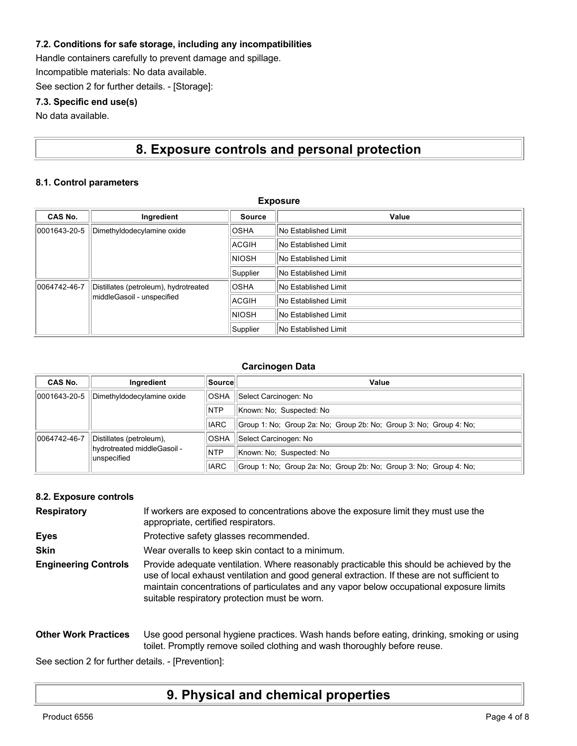### 7.2. Conditions for safe storage, including any incompatibilities

Handle containers carefully to prevent damage and spillage.

Incompatible materials: No data available.

See section 2 for further details. - [Storage]:

### 7.3. Specific end use(s)

No data available.

## 8. Exposure controls and personal protection

### 8.1. Control parameters

**Exposure**

| CAS No. | Ingredient | Source | Value |
|---|---|---|---|
| 0001643-20-5 | Dimethyldodecylamine oxide | OSHA | No Established Limit |
| | | ACGIH | No Established Limit |
| | | NIOSH | No Established Limit |
| | | Supplier | No Established Limit |
| 0064742-46-7 | Distillates (petroleum), hydrotreated middleGasoil - unspecified | OSHA | No Established Limit |
| | | ACGIH | No Established Limit |
| | | NIOSH | No Established Limit |
| | | Supplier | No Established Limit |

**Carcinogen Data**

| CAS No. | Ingredient | Source | Value |
|---|---|---|---|
| 0001643-20-5 | Dimethyldodecylamine oxide | OSHA | Select Carcinogen: No |
| | | NTP | Known: No; Suspected: No |
| | | IARC | Group 1: No; Group 2a: No; Group 2b: No; Group 3: No; Group 4: No; |
| 0064742-46-7 | Distillates (petroleum), hydrotreated middleGasoil - unspecified | OSHA | Select Carcinogen: No |
| | | NTP | Known: No; Suspected: No |
| | | IARC | Group 1: No; Group 2a: No; Group 2b: No; Group 3: No; Group 4: No; |

### 8.2. Exposure controls

**Respiratory** If workers are exposed to concentrations above the exposure limit they must use the appropriate, certified respirators.

**Eyes** Protective safety glasses recommended.

**Skin** Wear overalls to keep skin contact to a minimum.

**Engineering Controls** Provide adequate ventilation. Where reasonably practicable this should be achieved by the use of local exhaust ventilation and good general extraction. If these are not sufficient to maintain concentrations of particulates and any vapor below occupational exposure limits suitable respiratory protection must be worn.

**Other Work Practices** Use good personal hygiene practices. Wash hands before eating, drinking, smoking or using toilet. Promptly remove soiled clothing and wash thoroughly before reuse.

See section 2 for further details. - [Prevention]:

## 9. Physical and chemical properties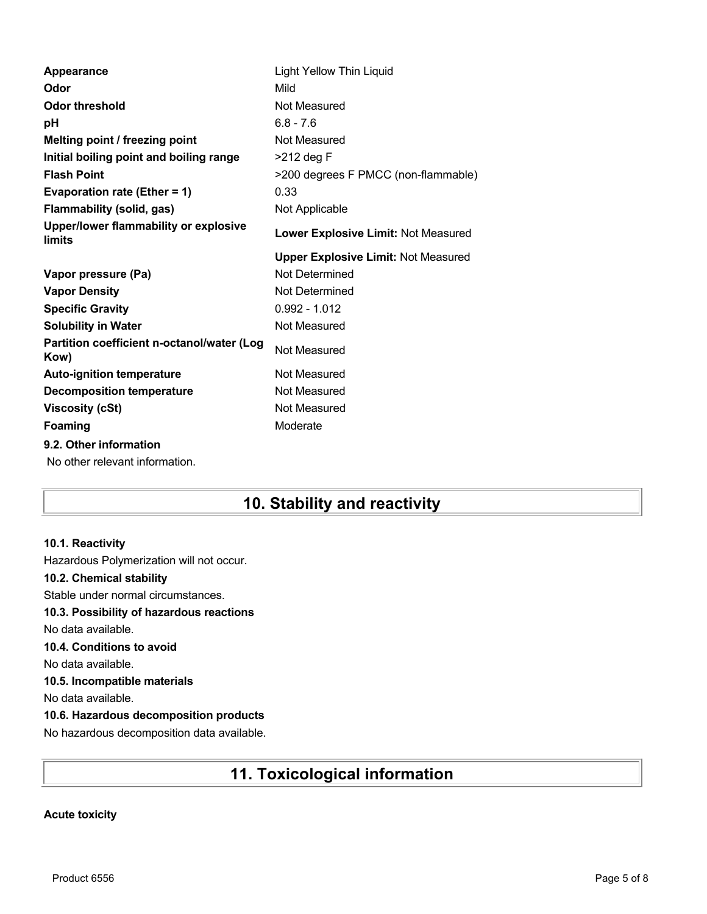| | |
|---|---|
| **Appearance** | Light Yellow Thin Liquid |
| **Odor** | Mild |
| **Odor threshold** | Not Measured |
| **pH** | 6.8 - 7.6 |
| **Melting point / freezing point** | Not Measured |
| **Initial boiling point and boiling range** | >212 deg F |
| **Flash Point** | >200 degrees F PMCC (non-flammable) |
| **Evaporation rate (Ether = 1)** | 0.33 |
| **Flammability (solid, gas)** | Not Applicable |
| **Upper/lower flammability or explosive limits** | **Lower Explosive Limit:** Not Measured |
| | **Upper Explosive Limit:** Not Measured |
| **Vapor pressure (Pa)** | Not Determined |
| **Vapor Density** | Not Determined |
| **Specific Gravity** | 0.992 - 1.012 |
| **Solubility in Water** | Not Measured |
| **Partition coefficient n-octanol/water (Log Kow)** | Not Measured |
| **Auto-ignition temperature** | Not Measured |
| **Decomposition temperature** | Not Measured |
| **Viscosity (cSt)** | Not Measured |
| **Foaming** | Moderate |

**9.2. Other information**

No other relevant information.

## 10. Stability and reactivity

**10.1. Reactivity**

Hazardous Polymerization will not occur.

**10.2. Chemical stability**

Stable under normal circumstances.

**10.3. Possibility of hazardous reactions**

No data available.

**10.4. Conditions to avoid**

No data available.

**10.5. Incompatible materials**

No data available.

**10.6. Hazardous decomposition products**

No hazardous decomposition data available.

## 11. Toxicological information

**Acute toxicity**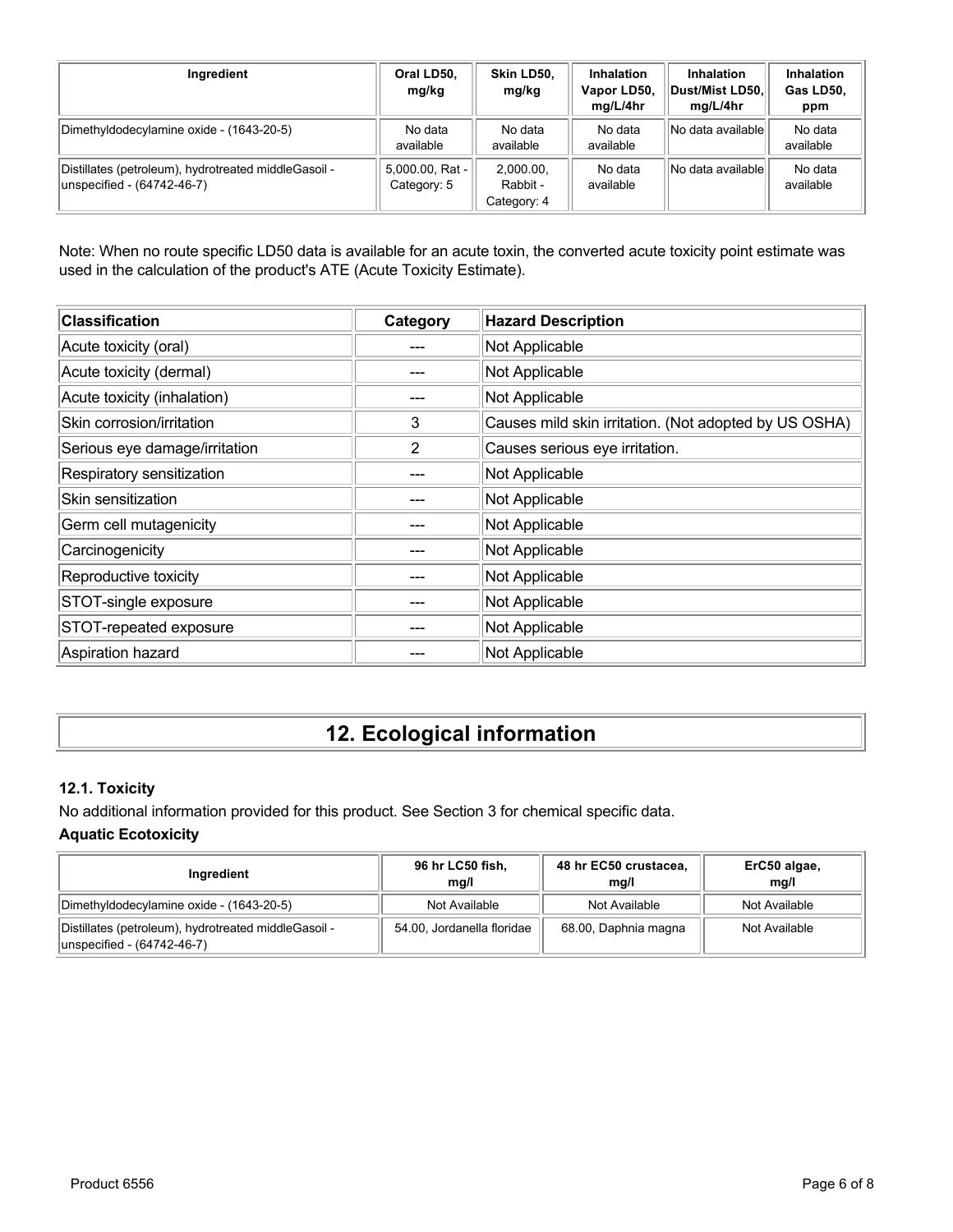| Ingredient | Oral LD50, mg/kg | Skin LD50, mg/kg | Inhalation Vapor LD50, mg/L/4hr | Inhalation Dust/Mist LD50, mg/L/4hr | Inhalation Gas LD50, ppm |
|---|---|---|---|---|---|
| Dimethyldodecylamine oxide - (1643-20-5) | No data available | No data available | No data available | No data available | No data available |
| Distillates (petroleum), hydrotreated middleGasoil - unspecified - (64742-46-7) | 5,000.00, Rat - Category: 5 | 2,000.00, Rabbit - Category: 4 | No data available | No data available | No data available |

Note: When no route specific LD50 data is available for an acute toxin, the converted acute toxicity point estimate was used in the calculation of the product's ATE (Acute Toxicity Estimate).

| Classification | Category | Hazard Description |
|---|---|---|
| Acute toxicity (oral) | --- | Not Applicable |
| Acute toxicity (dermal) | --- | Not Applicable |
| Acute toxicity (inhalation) | --- | Not Applicable |
| Skin corrosion/irritation | 3 | Causes mild skin irritation. (Not adopted by US OSHA) |
| Serious eye damage/irritation | 2 | Causes serious eye irritation. |
| Respiratory sensitization | --- | Not Applicable |
| Skin sensitization | --- | Not Applicable |
| Germ cell mutagenicity | --- | Not Applicable |
| Carcinogenicity | --- | Not Applicable |
| Reproductive toxicity | --- | Not Applicable |
| STOT-single exposure | --- | Not Applicable |
| STOT-repeated exposure | --- | Not Applicable |
| Aspiration hazard | --- | Not Applicable |

# 12. Ecological information

### 12.1. Toxicity

No additional information provided for this product. See Section 3 for chemical specific data.

**Aquatic Ecotoxicity**

| Ingredient | 96 hr LC50 fish, mg/l | 48 hr EC50 crustacea, mg/l | ErC50 algae, mg/l |
|---|---|---|---|
| Dimethyldodecylamine oxide - (1643-20-5) | Not Available | Not Available | Not Available |
| Distillates (petroleum), hydrotreated middleGasoil - unspecified - (64742-46-7) | 54.00, Jordanella floridae | 68.00, Daphnia magna | Not Available |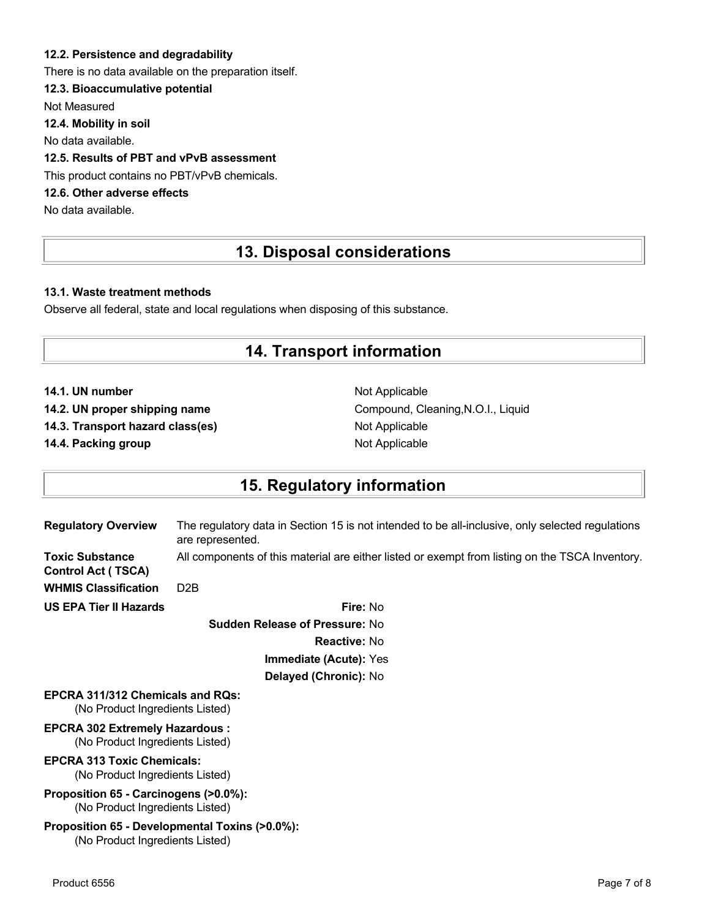### 12.2. Persistence and degradability

There is no data available on the preparation itself.

### 12.3. Bioaccumulative potential

Not Measured

### 12.4. Mobility in soil

No data available.

### 12.5. Results of PBT and vPvB assessment

This product contains no PBT/vPvB chemicals.

### 12.6. Other adverse effects

No data available.

## 13. Disposal considerations

### 13.1. Waste treatment methods

Observe all federal, state and local regulations when disposing of this substance.

## 14. Transport information

| | |
|---|---|
| **14.1. UN number** | Not Applicable |
| **14.2. UN proper shipping name** | Compound, Cleaning,N.O.I., Liquid |
| **14.3. Transport hazard class(es)** | Not Applicable |
| **14.4. Packing group** | Not Applicable |

## 15. Regulatory information

| | |
|---|---|
| **Regulatory Overview** | The regulatory data in Section 15 is not intended to be all-inclusive, only selected regulations are represented. |
| **Toxic Substance Control Act ( TSCA)** | All components of this material are either listed or exempt from listing on the TSCA Inventory. |
| **WHMIS Classification** | D2B |

**US EPA Tier II Hazards**

**Fire:** No

**Sudden Release of Pressure:** No

**Reactive:** No

**Immediate (Acute):** Yes

**Delayed (Chronic):** No

**EPCRA 311/312 Chemicals and RQs:**
(No Product Ingredients Listed)

**EPCRA 302 Extremely Hazardous :**
(No Product Ingredients Listed)

**EPCRA 313 Toxic Chemicals:**
(No Product Ingredients Listed)

**Proposition 65 - Carcinogens (>0.0%):**
(No Product Ingredients Listed)

**Proposition 65 - Developmental Toxins (>0.0%):**
(No Product Ingredients Listed)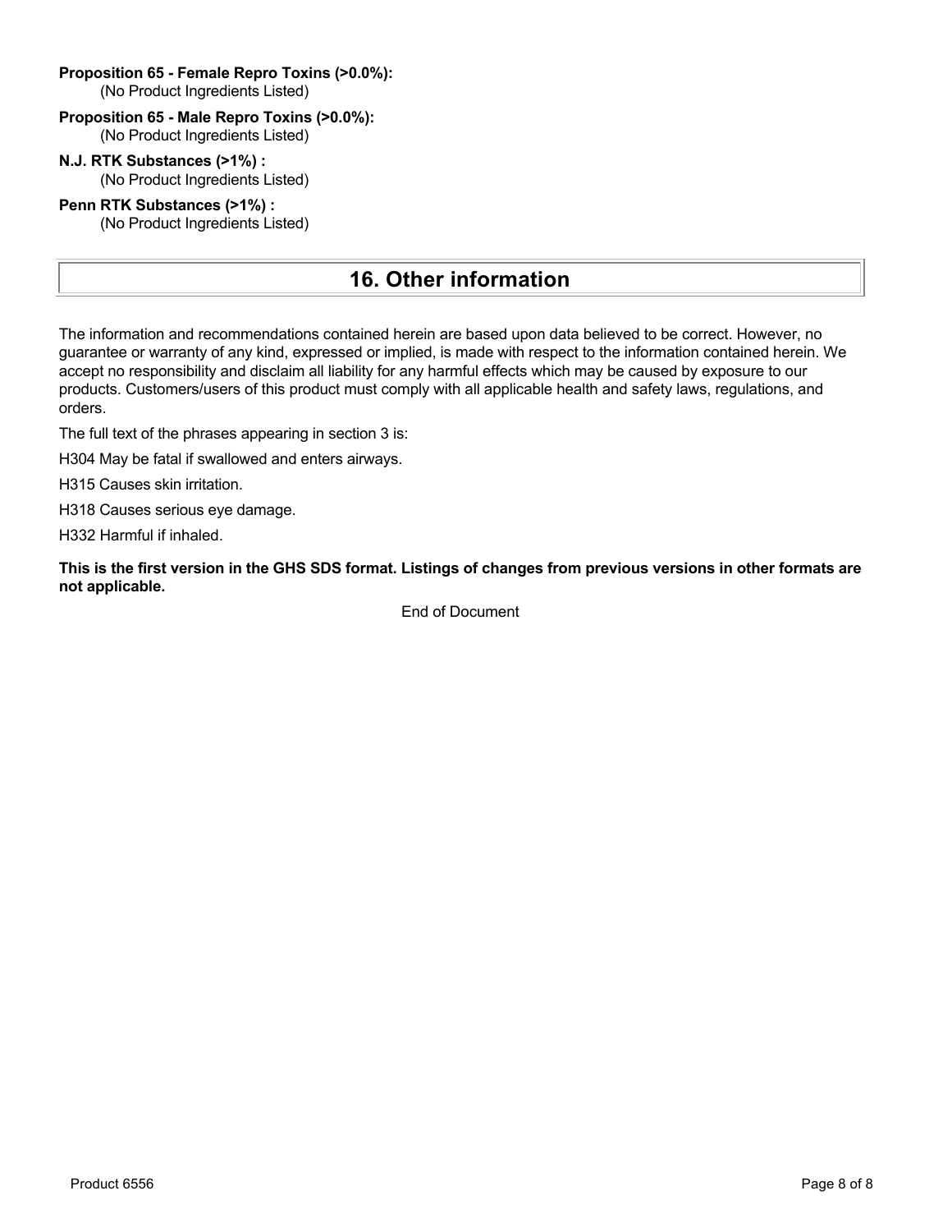**Proposition 65 - Female Repro Toxins (>0.0%):**
(No Product Ingredients Listed)

**Proposition 65 - Male Repro Toxins (>0.0%):**
(No Product Ingredients Listed)

**N.J. RTK Substances (>1%) :**
(No Product Ingredients Listed)

**Penn RTK Substances (>1%) :**
(No Product Ingredients Listed)

## 16. Other information

The information and recommendations contained herein are based upon data believed to be correct. However, no guarantee or warranty of any kind, expressed or implied, is made with respect to the information contained herein. We accept no responsibility and disclaim all liability for any harmful effects which may be caused by exposure to our products. Customers/users of this product must comply with all applicable health and safety laws, regulations, and orders.

The full text of the phrases appearing in section 3 is:

H304 May be fatal if swallowed and enters airways.

H315 Causes skin irritation.

H318 Causes serious eye damage.

H332 Harmful if inhaled.

**This is the first version in the GHS SDS format. Listings of changes from previous versions in other formats are not applicable.**

End of Document